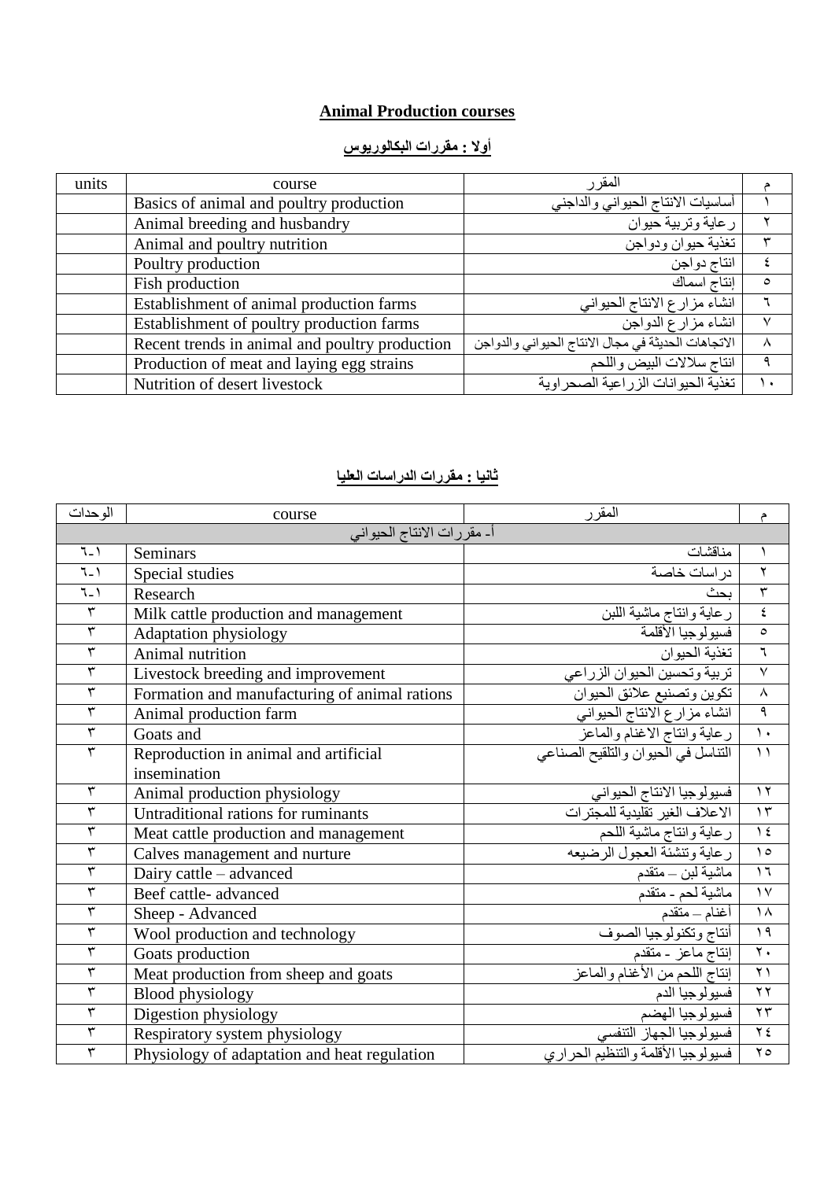# Animal Production courses

## أولا : مقررات البكالوريوس

| units | course | المقرر | م |
|---|---|---|---|
| | Basics of animal and poultry production | أساسيات الانتاج الحيواني والداجني | ١ |
| | Animal breeding and husbandry | رعاية وتربية حيوان | ٢ |
| | Animal and poultry nutrition | تغذية حيوان ودواجن | ٣ |
| | Poultry production | انتاج دواجن | ٤ |
| | Fish production | إنتاج اسماك | ٥ |
| | Establishment of animal production farms | انشاء مزارع الانتاج الحيواني | ٦ |
| | Establishment of poultry production farms | انشاء مزارع الدواجن | ٧ |
| | Recent trends in animal and poultry production | الاتجاهات الحديثة في مجال الانتاج الحيواني والدواجن | ٨ |
| | Production of meat and laying egg strains | انتاج سلالات البيض واللحم | ٩ |
| | Nutrition of desert livestock | تغذية الحيوانات الزراعية الصحراوية | ١٠ |

## ثانيا : مقررات الدراسات العليا

| الوحدات | course | المقرر | م |
|---|---|---|---|
| أ- مقررات الانتاج الحيواني | | | |
| ١-٦ | Seminars | مناقشات | ١ |
| ١-٦ | Special studies | دراسات خاصة | ٢ |
| ١-٦ | Research | بحث | ٣ |
| ٣ | Milk cattle production and management | رعاية وانتاج ماشية اللبن | ٤ |
| ٣ | Adaptation physiology | فسيولوجيا الأقلمة | ٥ |
| ٣ | Animal nutrition | تغذية الحيوان | ٦ |
| ٣ | Livestock breeding and improvement | تربية وتحسين الحيوان الزراعي | ٧ |
| ٣ | Formation and manufacturing of animal rations | تكوين وتصنيع علائق الحيوان | ٨ |
| ٣ | Animal production farm | انشاء مزارع الانتاج الحيواني | ٩ |
| ٣ | Goats and | رعاية وانتاج الاغنام والماعز | ١٠ |
| ٣ | Reproduction in animal and artificial insemination | التناسل في الحيوان والتلقيح الصناعي | ١١ |
| ٣ | Animal production physiology | فسيولوجيا الانتاج الحيواني | ١٢ |
| ٣ | Untraditional rations for ruminants | الاعلاف الغير تقليدية للمجترات | ١٣ |
| ٣ | Meat cattle production and management | رعاية وانتاج ماشية اللحم | ١٤ |
| ٣ | Calves management and nurture | رعاية وتنشئة العجول الرضيعه | ١٥ |
| ٣ | Dairy cattle – advanced | ماشية لبن – متقدم | ١٦ |
| ٣ | Beef cattle- advanced | ماشية لحم - متقدم | ١٧ |
| ٣ | Sheep - Advanced | أغنام – متقدم | ١٨ |
| ٣ | Wool production and technology | أنتاج وتكنولوجيا الصوف | ١٩ |
| ٣ | Goats production | إنتاج ماعز - متقدم | ٢٠ |
| ٣ | Meat production from sheep and goats | إنتاج اللحم من الأغنام والماعز | ٢١ |
| ٣ | Blood physiology | فسيولوجيا الدم | ٢٢ |
| ٣ | Digestion physiology | فسيولوجيا الهضم | ٢٣ |
| ٣ | Respiratory system physiology | فسيولوجيا الجهاز التنفسي | ٢٤ |
| ٣ | Physiology of adaptation and heat regulation | فسيولوجيا الأقلمة والتنظيم الحراري | ٢٥ |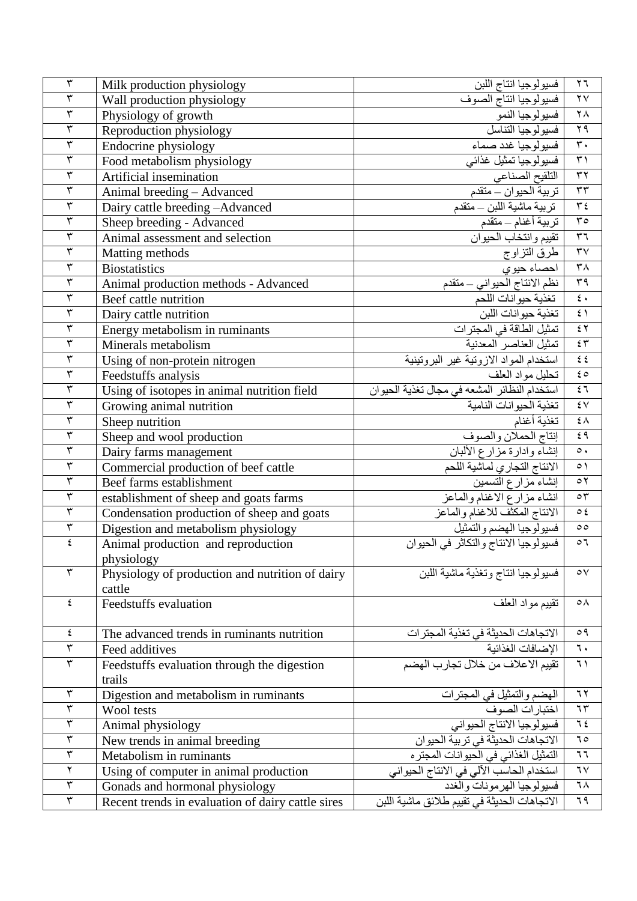| ٣ | Milk production physiology | فسيولوجيا انتاج اللبن | ٢٦ |
|---|---|---|---|
| ٣ | Wall production physiology | فسيولوجيا انتاج الصوف | ٢٧ |
| ٣ | Physiology of growth | فسيولوجيا النمو | ٢٨ |
| ٣ | Reproduction physiology | فسيولوجيا التناسل | ٢٩ |
| ٣ | Endocrine physiology | فسيولوجيا غدد صماء | ٣٠ |
| ٣ | Food metabolism physiology | فسيولوجيا تمثيل غذائي | ٣١ |
| ٣ | Artificial insemination | التلقيح الصناعي | ٣٢ |
| ٣ | Animal breeding – Advanced | تربية الحيوان – متقدم | ٣٣ |
| ٣ | Dairy cattle breeding –Advanced | تربية ماشية اللبن – متقدم | ٣٤ |
| ٣ | Sheep breeding - Advanced | تربية أغنام – متقدم | ٣٥ |
| ٣ | Animal assessment and selection | تقييم وانتخاب الحيوان | ٣٦ |
| ٣ | Matting methods | طرق التزاوج | ٣٧ |
| ٣ | Biostatistics | احصاء حيوي | ٣٨ |
| ٣ | Animal production methods - Advanced | نظم الانتاج الحيواني – متقدم | ٣٩ |
| ٣ | Beef cattle nutrition | تغذية حيوانات اللحم | ٤٠ |
| ٣ | Dairy cattle nutrition | تغذية حيوانات اللبن | ٤١ |
| ٣ | Energy metabolism in ruminants | تمثيل الطاقة في المجترات | ٤٢ |
| ٣ | Minerals metabolism | تمثيل العناصر المعدنية | ٤٣ |
| ٣ | Using of non-protein nitrogen | استخدام المواد الازوتية غير البروتينية | ٤٤ |
| ٣ | Feedstuffs analysis | تحليل مواد العلف | ٤٥ |
| ٣ | Using of isotopes in animal nutrition field | استخدام النظائر المشعه في مجال تغذية الحيوان | ٤٦ |
| ٣ | Growing animal nutrition | تغذية الحيوانات النامية | ٤٧ |
| ٣ | Sheep nutrition | تغذية أغنام | ٤٨ |
| ٣ | Sheep and wool production | إنتاج الحملان والصوف | ٤٩ |
| ٣ | Dairy farms management | إنشاء وادارة مزارع الألبان | ٥٠ |
| ٣ | Commercial production of beef cattle | الانتاج التجاري لماشية اللحم | ٥١ |
| ٣ | Beef farms establishment | إنشاء مزارع التسمين | ٥٢ |
| ٣ | establishment of sheep and goats farms | انشاء مزارع الاغنام والماعز | ٥٣ |
| ٣ | Condensation production of sheep and goats | الانتاج المكثف للاغنام والماعز | ٥٤ |
| ٣ | Digestion and metabolism physiology | فسيولوجيا الهضم والتمثيل | ٥٥ |
| ٤ | Animal production and reproduction physiology | فسيولوجيا الانتاج والتكاثر في الحيوان | ٥٦ |
| ٣ | Physiology of production and nutrition of dairy cattle | فسيولوجيا انتاج وتغذية ماشية اللبن | ٥٧ |
| ٤ | Feedstuffs evaluation | تقييم مواد العلف | ٥٨ |
| ٤ | The advanced trends in ruminants nutrition | الاتجاهات الحديثة في تغذية المجترات | ٥٩ |
| ٣ | Feed additives | الإضافات الغذائية | ٦٠ |
| ٣ | Feedstuffs evaluation through the digestion trails | تقييم الاعلاف من خلال تجارب الهضم | ٦١ |
| ٣ | Digestion and metabolism in ruminants | الهضم والتمثيل في المجترات | ٦٢ |
| ٣ | Wool tests | اختبارات الصوف | ٦٣ |
| ٣ | Animal physiology | فسيولوجيا الانتاج الحيواني | ٦٤ |
| ٣ | New trends in animal breeding | الاتجاهات الحديثة في تربية الحيوان | ٦٥ |
| ٣ | Metabolism in ruminants | التمثيل الغذائي في الحيوانات المجتره | ٦٦ |
| ٢ | Using of computer in animal production | استخدام الحاسب الآلي في الانتاج الحيواني | ٦٧ |
| ٣ | Gonads and hormonal physiology | فسيولوجيا الهرمونات والغدد | ٦٨ |
| ٣ | Recent trends in evaluation of dairy cattle sires | الاتجاهات الحديثة في تقييم طلائق ماشية اللبن | ٦٩ |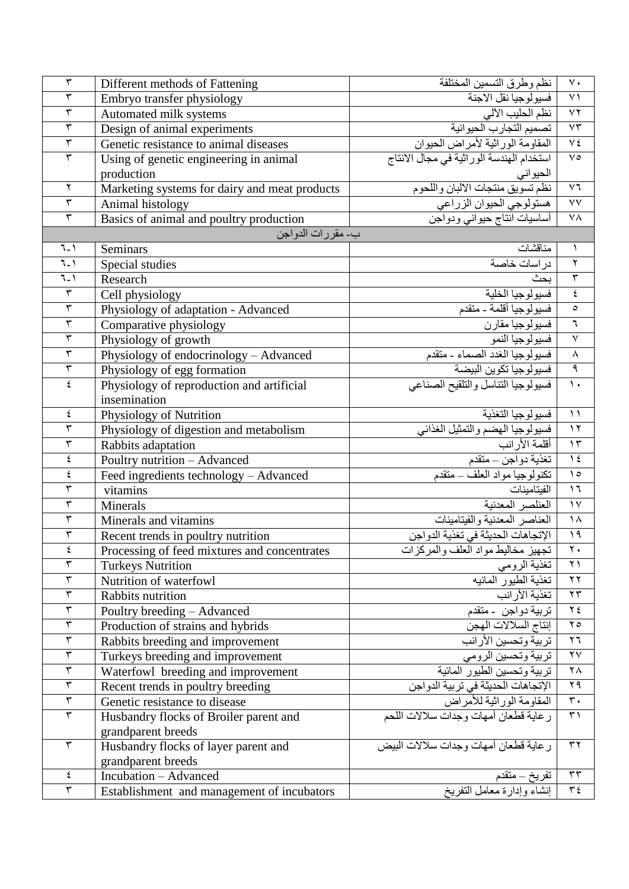| ٣ | Different methods of Fattening | نظم وطرق التسمين المختلفة | ٧٠ |
|---|---|---|---|
| ٣ | Embryo transfer physiology | فسيولوجيا نقل الاجنة | ٧١ |
| ٣ | Automated milk systems | نظم الحليب الآلي | ٧٢ |
| ٣ | Design of animal experiments | تصميم التجارب الحيوانية | ٧٣ |
| ٣ | Genetic resistance to animal diseases | المقاومة الوراثية لأمراض الحيوان | ٧٤ |
| ٣ | Using of genetic engineering in animal production | استخدام الهندسة الوراثية في مجال الانتاج الحيواني | ٧٥ |
| ٢ | Marketing systems for dairy and meat products | نظم تسويق منتجات الالبان واللحوم | ٧٦ |
| ٣ | Animal histology | هستولوجي الحيوان الزراعي | ٧٧ |
| ٣ | Basics of animal and poultry production | أساسيات انتاج حيواني ودواجن | ٧٨ |
| | ب- مقررات الدواجن | | |
| ٦-١ | Seminars | مناقشات | ١ |
| ٦-١ | Special studies | دراسات خاصة | ٢ |
| ٦-١ | Research | بحث | ٣ |
| ٣ | Cell physiology | فسيولوجيا الخلية | ٤ |
| ٣ | Physiology of adaptation - Advanced | فسيولوجيا أقلمة - متقدم | ٥ |
| ٣ | Comparative physiology | فسيولوجيا مقارن | ٦ |
| ٣ | Physiology of growth | فسيولوجيا النمو | ٧ |
| ٣ | Physiology of endocrinology – Advanced | فسيولوجيا الغدد الصماء - متقدم | ٨ |
| ٣ | Physiology of egg formation | فسيولوجيا تكوين البيضة | ٩ |
| ٤ | Physiology of reproduction and artificial insemination | فسيولوجيا التناسل والتلقيح الصناعي | ١٠ |
| ٤ | Physiology of Nutrition | فسيولوجيا التغذية | ١١ |
| ٣ | Physiology of digestion and metabolism | فسيولوجيا الهضم والتمثيل الغذائي | ١٢ |
| ٣ | Rabbits adaptation | أقلمة الأرانب | ١٣ |
| ٤ | Poultry nutrition – Advanced | تغذية دواجن – متقدم | ١٤ |
| ٤ | Feed ingredients technology – Advanced | تكنولوجيا مواد العلف – متقدم | ١٥ |
| ٣ | vitamins | الفيتامينات | ١٦ |
| ٣ | Minerals | العنلصر المعدنية | ١٧ |
| ٣ | Minerals and vitamins | العناصر المعدنية والفيتامينات | ١٨ |
| ٣ | Recent trends in poultry nutrition | الإتجاهات الحديثة في تغذية الدواجن | ١٩ |
| ٤ | Processing of feed mixtures and concentrates | تجهيز مخاليط مواد العلف والمركزات | ٢٠ |
| ٣ | Turkeys Nutrition | تغذية الرومي | ٢١ |
| ٣ | Nutrition of waterfowl | تغذية الطيور المائيه | ٢٢ |
| ٣ | Rabbits nutrition | تغذية الأرانب | ٢٣ |
| ٣ | Poultry breeding – Advanced | تربية دواجن - متقدم | ٢٤ |
| ٣ | Production of strains and hybrids | إنتاج السلالات الهجن | ٢٥ |
| ٣ | Rabbits breeding and improvement | تربية وتحسين الأرانب | ٢٦ |
| ٣ | Turkeys breeding and improvement | تربية وتحسين الرومي | ٢٧ |
| ٣ | Waterfowl breeding and improvement | تربية وتحسين الطيور المائية | ٢٨ |
| ٣ | Recent trends in poultry breeding | الإتجاهات الحديثة في تربية الدواجن | ٢٩ |
| ٣ | Genetic resistance to disease | المقاومة الوراثية للأمراض | ٣٠ |
| ٣ | Husbandry flocks of Broiler parent and grandparent breeds | رعاية قطعان أمهات وجدات سلالات اللحم | ٣١ |
| ٣ | Husbandry flocks of layer parent and grandparent breeds | رعاية قطعان أمهات وجدات سلالات البيض | ٣٢ |
| ٤ | Incubation – Advanced | تفريخ – متقدم | ٣٣ |
| ٣ | Establishment and management of incubators | إنشاء وإدارة معامل التفريخ | ٣٤ |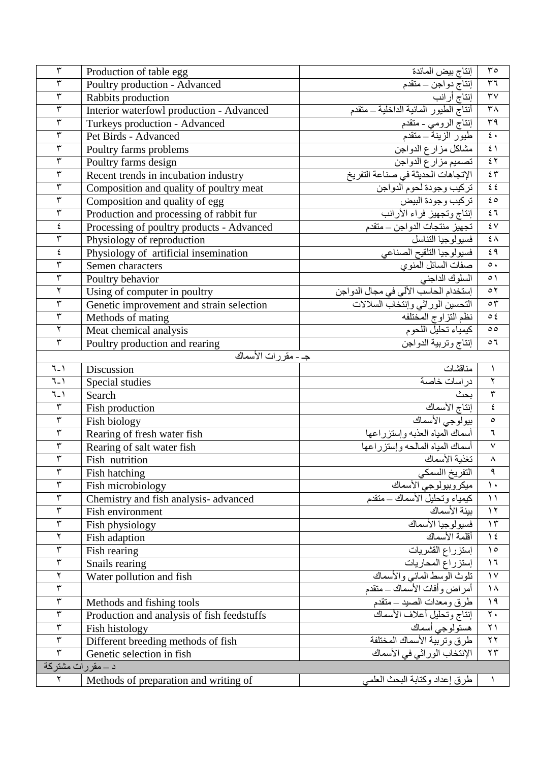| ٣ | Production of table egg | إنتاج بيض المائدة | ٣٥ |
|---|---|---|---|
| ٣ | Poultry production - Advanced | إنتاج دواجن – متقدم | ٣٦ |
| ٣ | Rabbits production | إنتاج أرانب | ٣٧ |
| ٣ | Interior waterfowl production - Advanced | أنتاج الطيور المائية الداخلية – متقدم | ٣٨ |
| ٣ | Turkeys production - Advanced | إنتاج الرومي - متقدم | ٣٩ |
| ٣ | Pet Birds - Advanced | طيور الزينة – متقدم | ٤٠ |
| ٣ | Poultry farms problems | مشاكل مزارع الدواجن | ٤١ |
| ٣ | Poultry farms design | تصميم مزارع الدواجن | ٤٢ |
| ٣ | Recent trends in incubation industry | الإتجاهات الحديثة في صناعة التفريخ | ٤٣ |
| ٣ | Composition and quality of poultry meat | تركيب وجودة لحوم الدواجن | ٤٤ |
| ٣ | Composition and quality of egg | تركيب وجودة البيض | ٤٥ |
| ٣ | Production and processing of rabbit fur | إنتاج وتجهيز فراء الأرانب | ٤٦ |
| ٤ | Processing of poultry products - Advanced | تجهيز منتجات الدواجن – متقدم | ٤٧ |
| ٣ | Physiology of reproduction | فسيولوجيا التناسل | ٤٨ |
| ٤ | Physiology of artificial insemination | فسيولوجيا التلقيح الصناعي | ٤٩ |
| ٣ | Semen characters | صفات السائل المنوي | ٥٠ |
| ٣ | Poultry behavior | السلوك الداجني | ٥١ |
| ٢ | Using of computer in poultry | إستخدام الحاسب الآلي في مجال الدواجن | ٥٢ |
| ٣ | Genetic improvement and strain selection | التحسين الوراثي وإنتخاب السلالات | ٥٣ |
| ٣ | Methods of mating | نظم التزاوج المختلفه | ٥٤ |
| ٢ | Meat chemical analysis | كيمياء تحليل اللحوم | ٥٥ |
| ٣ | Poultry production and rearing | إنتاج وتربية الدواجن | ٥٦ |
| جـ - مقررات الأسماك | | | |
| ٦-١ | Discussion | مناقشات | ١ |
| ٦-١ | Special studies | دراسات خاصة | ٢ |
| ٦-١ | Search | بحث | ٣ |
| ٣ | Fish production | إنتاج الأسماك | ٤ |
| ٣ | Fish biology | بيولوجي الأسماك | ٥ |
| ٣ | Rearing of fresh water fish | أسماك المياه العذبه وإستزراعها | ٦ |
| ٣ | Rearing of salt water fish | أسماك المياه المالحه وإستزراعها | ٧ |
| ٣ | Fish nutrition | تغذية الأسماك | ٨ |
| ٣ | Fish hatching | التفريخ االسمكي | ٩ |
| ٣ | Fish microbiology | ميكروبيولوجي الأسماك | ١٠ |
| ٣ | Chemistry and fish analysis- advanced | كيمياء وتحليل الأسماك – متقدم | ١١ |
| ٣ | Fish environment | بيئة الأسماك | ١٢ |
| ٣ | Fish physiology | فسيولوجيا الأسماك | ١٣ |
| ٢ | Fish adaption | أقلمة الأسماك | ١٤ |
| ٣ | Fish rearing | إستزراع القشريات | ١٥ |
| ٣ | Snails rearing | إستزراع المحاريات | ١٦ |
| ٢ | Water pollution and fish | تلوث الوسط المائي والأسماك | ١٧ |
| ٣ | | أمراض وأفات الأسماك – متقدم | ١٨ |
| ٣ | Methods and fishing tools | طرق ومعدات الصيد – متقدم | ١٩ |
| ٣ | Production and analysis of fish feedstuffs | إنتاج وتحليل أعلاف الأسماك | ٢٠ |
| ٣ | Fish histology | هستولوجي أسماك | ٢١ |
| ٣ | Different breeding methods of fish | طرق وتربية الأسماك المختلفة | ٢٢ |
| ٣ | Genetic selection in fish | الإنتخاب الوراثي في الأسماك | ٢٣ |
| د – مقررات مشتركة | | | |
| ٢ | Methods of preparation and writing of | طرق إعداد وكتابة البحث العلمي | ١ |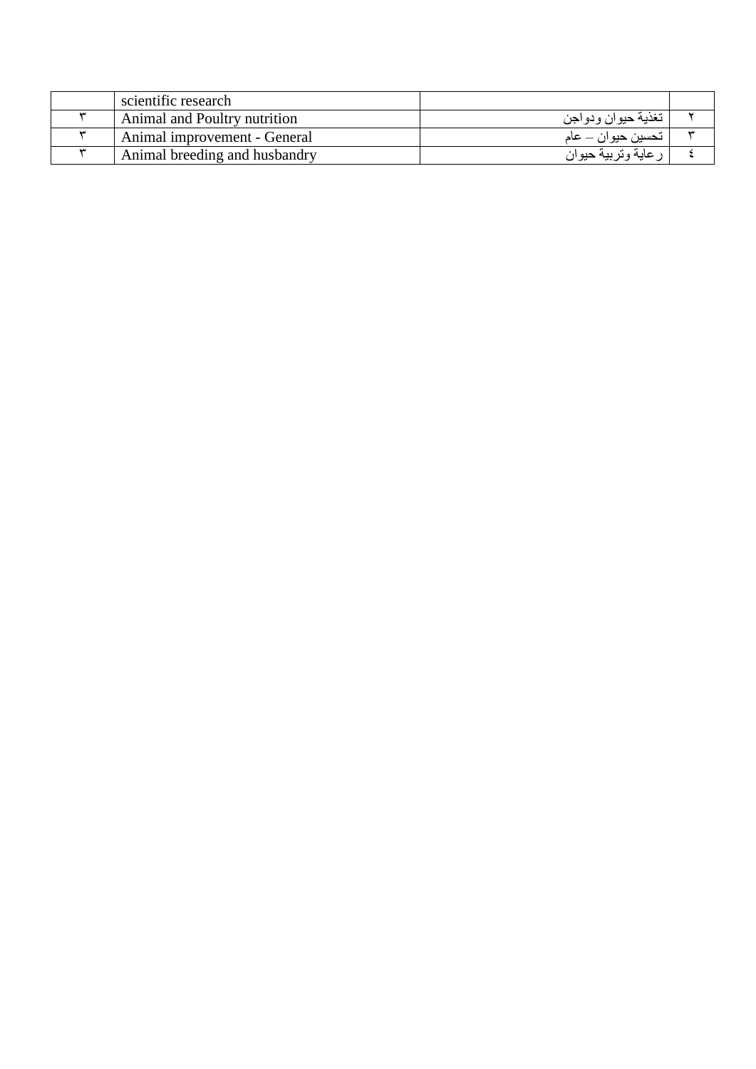| | | | |
|---|---|---|---|
| | scientific research | | |
| ٣ | Animal and Poultry nutrition | تغذية حيوان ودواجن | ٢ |
| ٣ | Animal improvement - General | تحسين حيوان – عام | ٣ |
| ٣ | Animal breeding and husbandry | رعاية وتربية حيوان | ٤ |